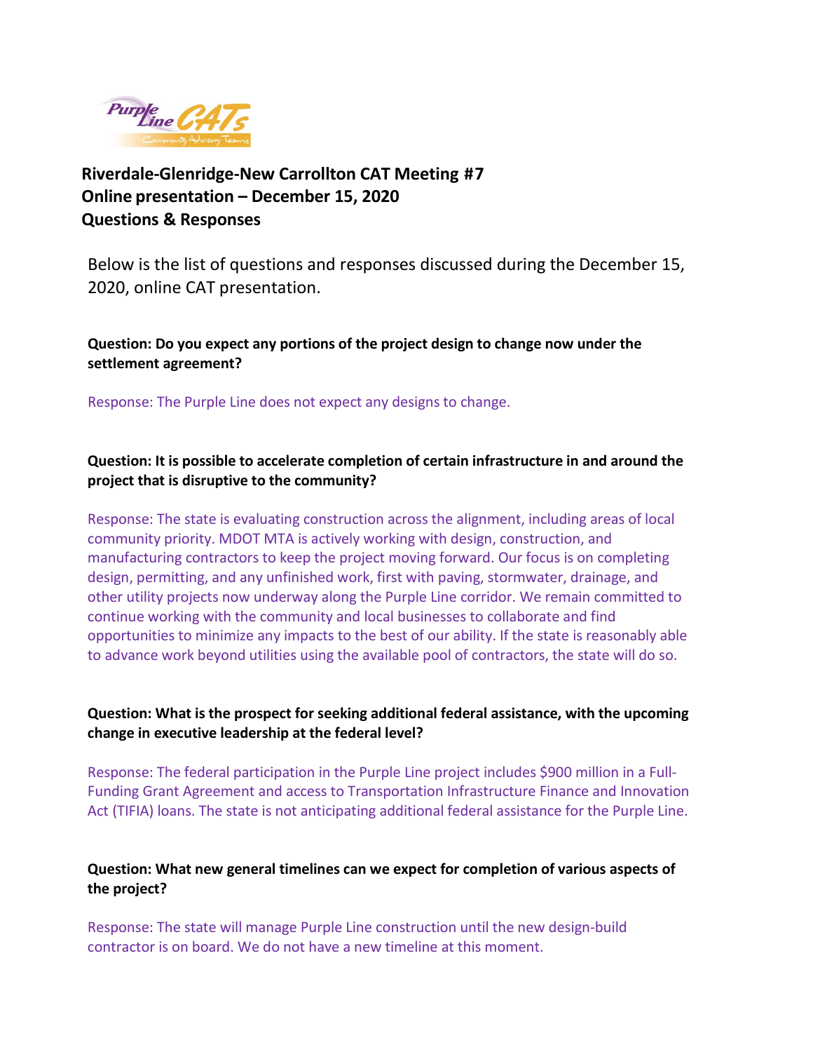## Riverdale-Glenridge-New Carrollton CAT Meeting #7
## Online presentation – December 15, 2020
## Questions & Responses

Below is the list of questions and responses discussed during the December 15, 2020, online CAT presentation.

**Question: Do you expect any portions of the project design to change now under the settlement agreement?**

Response: The Purple Line does not expect any designs to change.

**Question: It is possible to accelerate completion of certain infrastructure in and around the project that is disruptive to the community?**

Response: The state is evaluating construction across the alignment, including areas of local community priority. MDOT MTA is actively working with design, construction, and manufacturing contractors to keep the project moving forward. Our focus is on completing design, permitting, and any unfinished work, first with paving, stormwater, drainage, and other utility projects now underway along the Purple Line corridor. We remain committed to continue working with the community and local businesses to collaborate and find opportunities to minimize any impacts to the best of our ability. If the state is reasonably able to advance work beyond utilities using the available pool of contractors, the state will do so.

**Question: What is the prospect for seeking additional federal assistance, with the upcoming change in executive leadership at the federal level?**

Response: The federal participation in the Purple Line project includes $900 million in a Full-Funding Grant Agreement and access to Transportation Infrastructure Finance and Innovation Act (TIFIA) loans. The state is not anticipating additional federal assistance for the Purple Line.

**Question: What new general timelines can we expect for completion of various aspects of the project?**

Response: The state will manage Purple Line construction until the new design-build contractor is on board. We do not have a new timeline at this moment.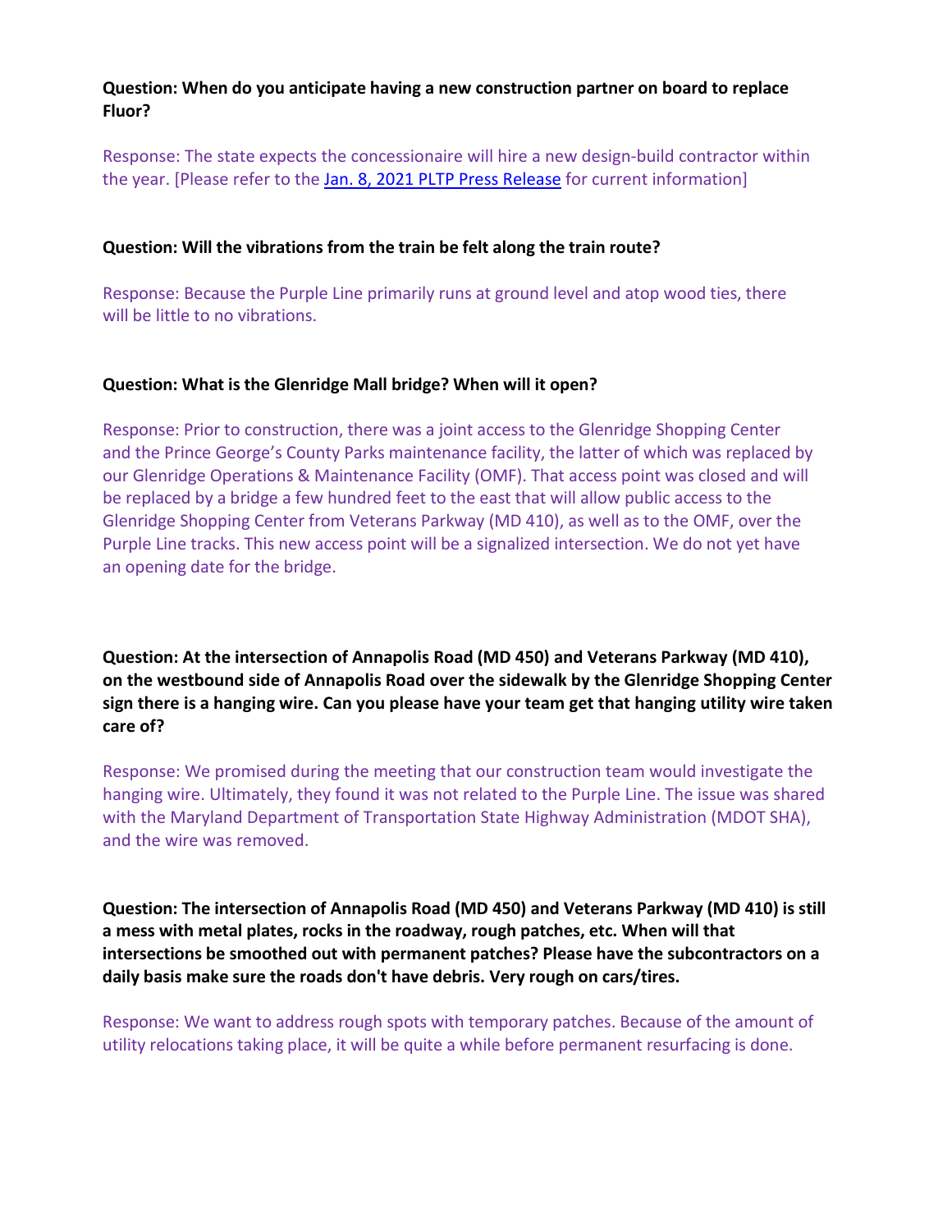**Question: When do you anticipate having a new construction partner on board to replace Fluor?**

Response: The state expects the concessionaire will hire a new design-build contractor within the year. [Please refer to the Jan. 8, 2021 PLTP Press Release for current information]

**Question: Will the vibrations from the train be felt along the train route?**

Response: Because the Purple Line primarily runs at ground level and atop wood ties, there will be little to no vibrations.

**Question: What is the Glenridge Mall bridge? When will it open?**

Response: Prior to construction, there was a joint access to the Glenridge Shopping Center and the Prince George's County Parks maintenance facility, the latter of which was replaced by our Glenridge Operations & Maintenance Facility (OMF). That access point was closed and will be replaced by a bridge a few hundred feet to the east that will allow public access to the Glenridge Shopping Center from Veterans Parkway (MD 410), as well as to the OMF, over the Purple Line tracks. This new access point will be a signalized intersection. We do not yet have an opening date for the bridge.

**Question: At the intersection of Annapolis Road (MD 450) and Veterans Parkway (MD 410), on the westbound side of Annapolis Road over the sidewalk by the Glenridge Shopping Center sign there is a hanging wire. Can you please have your team get that hanging utility wire taken care of?**

Response: We promised during the meeting that our construction team would investigate the hanging wire. Ultimately, they found it was not related to the Purple Line. The issue was shared with the Maryland Department of Transportation State Highway Administration (MDOT SHA), and the wire was removed.

**Question: The intersection of Annapolis Road (MD 450) and Veterans Parkway (MD 410) is still a mess with metal plates, rocks in the roadway, rough patches, etc. When will that intersections be smoothed out with permanent patches? Please have the subcontractors on a daily basis make sure the roads don't have debris. Very rough on cars/tires.**

Response: We want to address rough spots with temporary patches. Because of the amount of utility relocations taking place, it will be quite a while before permanent resurfacing is done.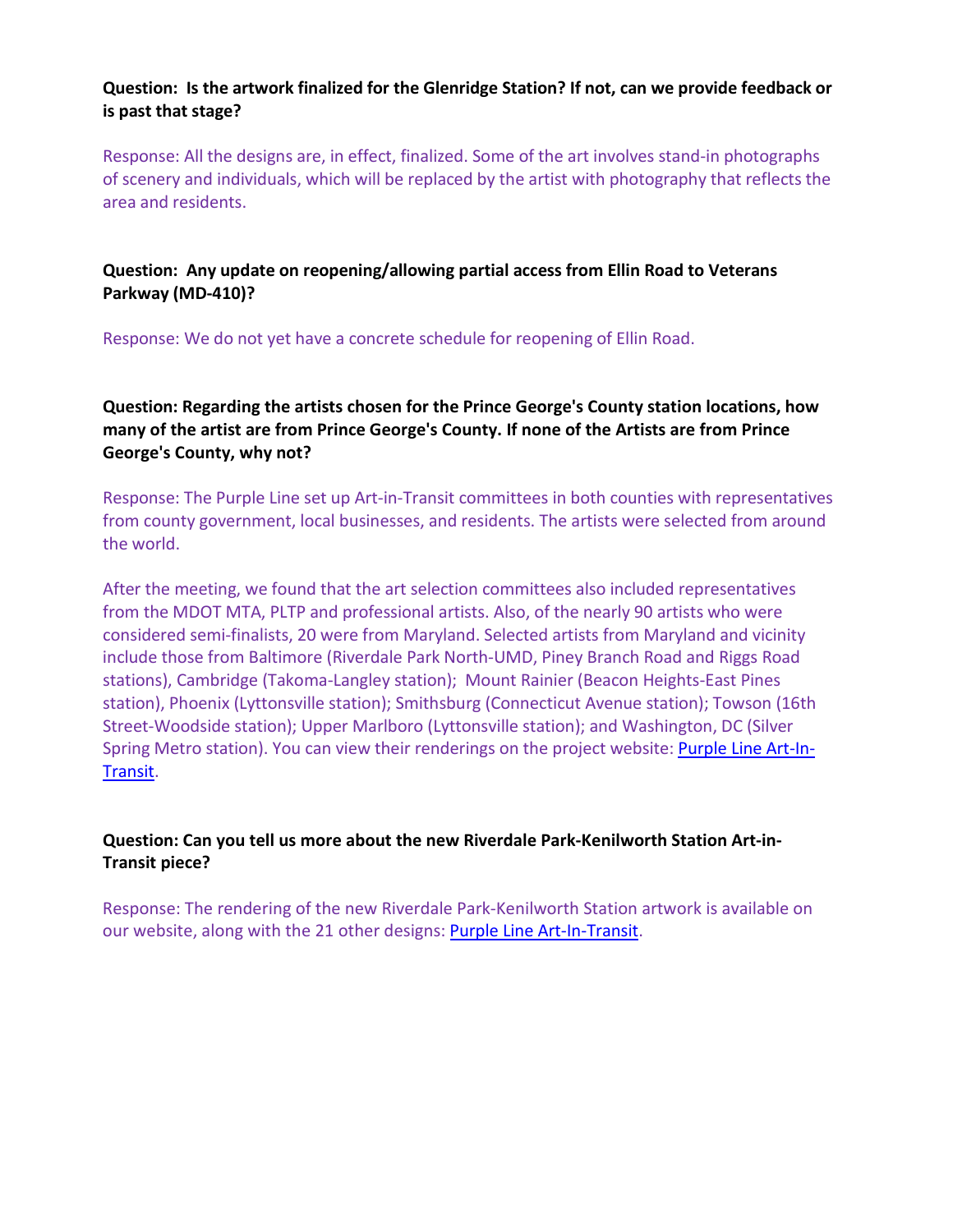**Question: Is the artwork finalized for the Glenridge Station? If not, can we provide feedback or is past that stage?**

Response: All the designs are, in effect, finalized. Some of the art involves stand-in photographs of scenery and individuals, which will be replaced by the artist with photography that reflects the area and residents.

**Question: Any update on reopening/allowing partial access from Ellin Road to Veterans Parkway (MD-410)?**

Response: We do not yet have a concrete schedule for reopening of Ellin Road.

**Question: Regarding the artists chosen for the Prince George's County station locations, how many of the artist are from Prince George's County. If none of the Artists are from Prince George's County, why not?**

Response: The Purple Line set up Art-in-Transit committees in both counties with representatives from county government, local businesses, and residents. The artists were selected from around the world.

After the meeting, we found that the art selection committees also included representatives from the MDOT MTA, PLTP and professional artists. Also, of the nearly 90 artists who were considered semi-finalists, 20 were from Maryland. Selected artists from Maryland and vicinity include those from Baltimore (Riverdale Park North-UMD, Piney Branch Road and Riggs Road stations), Cambridge (Takoma-Langley station); Mount Rainier (Beacon Heights-East Pines station), Phoenix (Lyttonsville station); Smithsburg (Connecticut Avenue station); Towson (16th Street-Woodside station); Upper Marlboro (Lyttonsville station); and Washington, DC (Silver Spring Metro station). You can view their renderings on the project website: [Purple Line Art-In-Transit]().

**Question: Can you tell us more about the new Riverdale Park-Kenilworth Station Art-in-Transit piece?**

Response: The rendering of the new Riverdale Park-Kenilworth Station artwork is available on our website, along with the 21 other designs: [Purple Line Art-In-Transit]().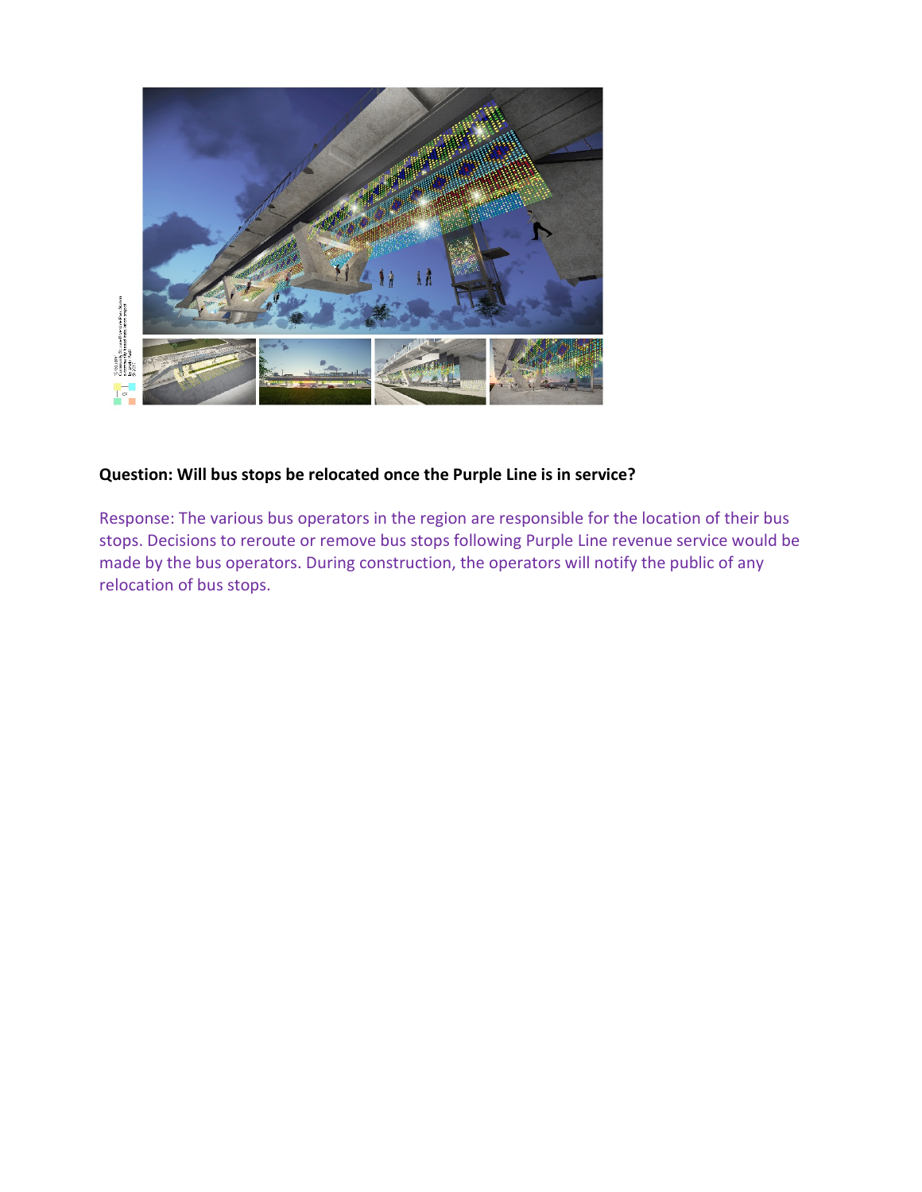**Question: Will bus stops be relocated once the Purple Line is in service?**

Response: The various bus operators in the region are responsible for the location of their bus stops. Decisions to reroute or remove bus stops following Purple Line revenue service would be made by the bus operators. During construction, the operators will notify the public of any relocation of bus stops.